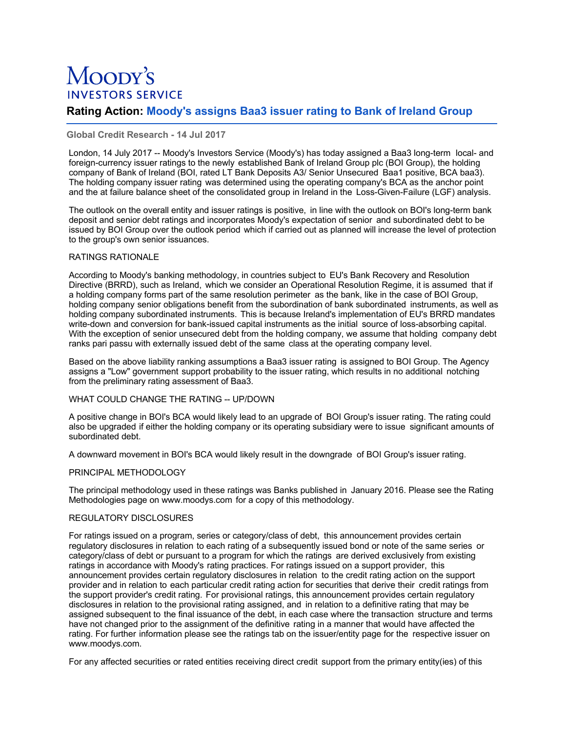# Moody's INVESTORS SERVICE

## Rating Action: Moody's assigns Baa3 issuer rating to Bank of Ireland Group

**Global Credit Research - 14 Jul 2017**

London, 14 July 2017 -- Moody's Investors Service (Moody's) has today assigned a Baa3 long-term local- and foreign-currency issuer ratings to the newly established Bank of Ireland Group plc (BOI Group), the holding company of Bank of Ireland (BOI, rated LT Bank Deposits A3/ Senior Unsecured Baa1 positive, BCA baa3). The holding company issuer rating was determined using the operating company's BCA as the anchor point and the at failure balance sheet of the consolidated group in Ireland in the Loss-Given-Failure (LGF) analysis.

The outlook on the overall entity and issuer ratings is positive, in line with the outlook on BOI's long-term bank deposit and senior debt ratings and incorporates Moody's expectation of senior and subordinated debt to be issued by BOI Group over the outlook period which if carried out as planned will increase the level of protection to the group's own senior issuances.

RATINGS RATIONALE

According to Moody's banking methodology, in countries subject to EU's Bank Recovery and Resolution Directive (BRRD), such as Ireland, which we consider an Operational Resolution Regime, it is assumed that if a holding company forms part of the same resolution perimeter as the bank, like in the case of BOI Group, holding company senior obligations benefit from the subordination of bank subordinated instruments, as well as holding company subordinated instruments. This is because Ireland's implementation of EU's BRRD mandates write-down and conversion for bank-issued capital instruments as the initial source of loss-absorbing capital. With the exception of senior unsecured debt from the holding company, we assume that holding company debt ranks pari passu with externally issued debt of the same class at the operating company level.

Based on the above liability ranking assumptions a Baa3 issuer rating is assigned to BOI Group. The Agency assigns a "Low" government support probability to the issuer rating, which results in no additional notching from the preliminary rating assessment of Baa3.

WHAT COULD CHANGE THE RATING -- UP/DOWN

A positive change in BOI's BCA would likely lead to an upgrade of BOI Group's issuer rating. The rating could also be upgraded if either the holding company or its operating subsidiary were to issue significant amounts of subordinated debt.

A downward movement in BOI's BCA would likely result in the downgrade of BOI Group's issuer rating.

PRINCIPAL METHODOLOGY

The principal methodology used in these ratings was Banks published in January 2016. Please see the Rating Methodologies page on www.moodys.com for a copy of this methodology.

REGULATORY DISCLOSURES

For ratings issued on a program, series or category/class of debt, this announcement provides certain regulatory disclosures in relation to each rating of a subsequently issued bond or note of the same series or category/class of debt or pursuant to a program for which the ratings are derived exclusively from existing ratings in accordance with Moody's rating practices. For ratings issued on a support provider, this announcement provides certain regulatory disclosures in relation to the credit rating action on the support provider and in relation to each particular credit rating action for securities that derive their credit ratings from the support provider's credit rating. For provisional ratings, this announcement provides certain regulatory disclosures in relation to the provisional rating assigned, and in relation to a definitive rating that may be assigned subsequent to the final issuance of the debt, in each case where the transaction structure and terms have not changed prior to the assignment of the definitive rating in a manner that would have affected the rating. For further information please see the ratings tab on the issuer/entity page for the respective issuer on www.moodys.com.

For any affected securities or rated entities receiving direct credit support from the primary entity(ies) of this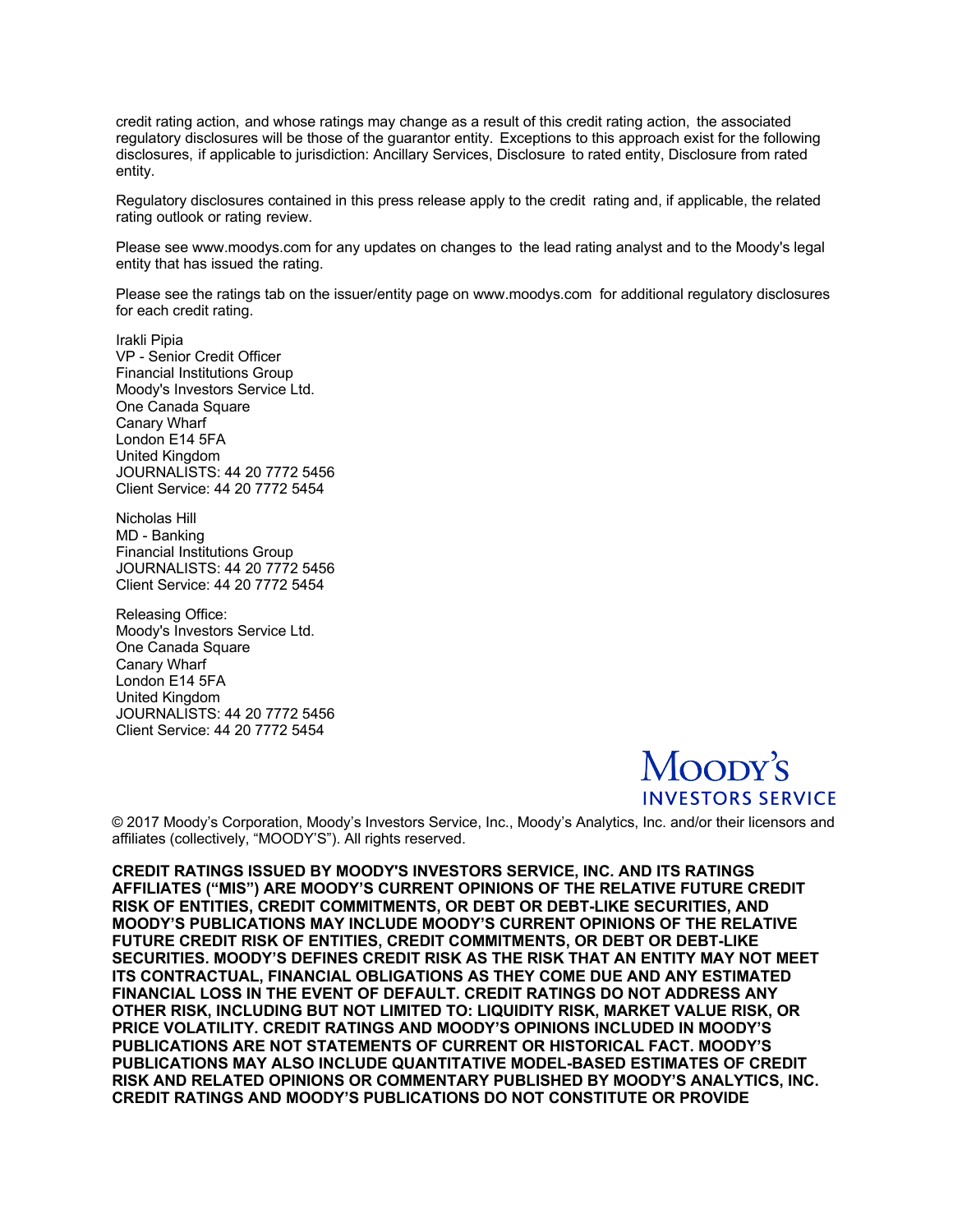credit rating action, and whose ratings may change as a result of this credit rating action, the associated regulatory disclosures will be those of the guarantor entity. Exceptions to this approach exist for the following disclosures, if applicable to jurisdiction: Ancillary Services, Disclosure to rated entity, Disclosure from rated entity.

Regulatory disclosures contained in this press release apply to the credit rating and, if applicable, the related rating outlook or rating review.

Please see www.moodys.com for any updates on changes to the lead rating analyst and to the Moody's legal entity that has issued the rating.

Please see the ratings tab on the issuer/entity page on www.moodys.com for additional regulatory disclosures for each credit rating.

Irakli Pipia
VP - Senior Credit Officer
Financial Institutions Group
Moody's Investors Service Ltd.
One Canada Square
Canary Wharf
London E14 5FA
United Kingdom
JOURNALISTS: 44 20 7772 5456
Client Service: 44 20 7772 5454

Nicholas Hill
MD - Banking
Financial Institutions Group
JOURNALISTS: 44 20 7772 5456
Client Service: 44 20 7772 5454

Releasing Office:
Moody's Investors Service Ltd.
One Canada Square
Canary Wharf
London E14 5FA
United Kingdom
JOURNALISTS: 44 20 7772 5456
Client Service: 44 20 7772 5454

Moody's
INVESTORS SERVICE

© 2017 Moody's Corporation, Moody's Investors Service, Inc., Moody's Analytics, Inc. and/or their licensors and affiliates (collectively, "MOODY'S"). All rights reserved.

**CREDIT RATINGS ISSUED BY MOODY'S INVESTORS SERVICE, INC. AND ITS RATINGS AFFILIATES ("MIS") ARE MOODY'S CURRENT OPINIONS OF THE RELATIVE FUTURE CREDIT RISK OF ENTITIES, CREDIT COMMITMENTS, OR DEBT OR DEBT-LIKE SECURITIES, AND MOODY'S PUBLICATIONS MAY INCLUDE MOODY'S CURRENT OPINIONS OF THE RELATIVE FUTURE CREDIT RISK OF ENTITIES, CREDIT COMMITMENTS, OR DEBT OR DEBT-LIKE SECURITIES. MOODY'S DEFINES CREDIT RISK AS THE RISK THAT AN ENTITY MAY NOT MEET ITS CONTRACTUAL, FINANCIAL OBLIGATIONS AS THEY COME DUE AND ANY ESTIMATED FINANCIAL LOSS IN THE EVENT OF DEFAULT. CREDIT RATINGS DO NOT ADDRESS ANY OTHER RISK, INCLUDING BUT NOT LIMITED TO: LIQUIDITY RISK, MARKET VALUE RISK, OR PRICE VOLATILITY. CREDIT RATINGS AND MOODY'S OPINIONS INCLUDED IN MOODY'S PUBLICATIONS ARE NOT STATEMENTS OF CURRENT OR HISTORICAL FACT. MOODY'S PUBLICATIONS MAY ALSO INCLUDE QUANTITATIVE MODEL-BASED ESTIMATES OF CREDIT RISK AND RELATED OPINIONS OR COMMENTARY PUBLISHED BY MOODY'S ANALYTICS, INC. CREDIT RATINGS AND MOODY'S PUBLICATIONS DO NOT CONSTITUTE OR PROVIDE**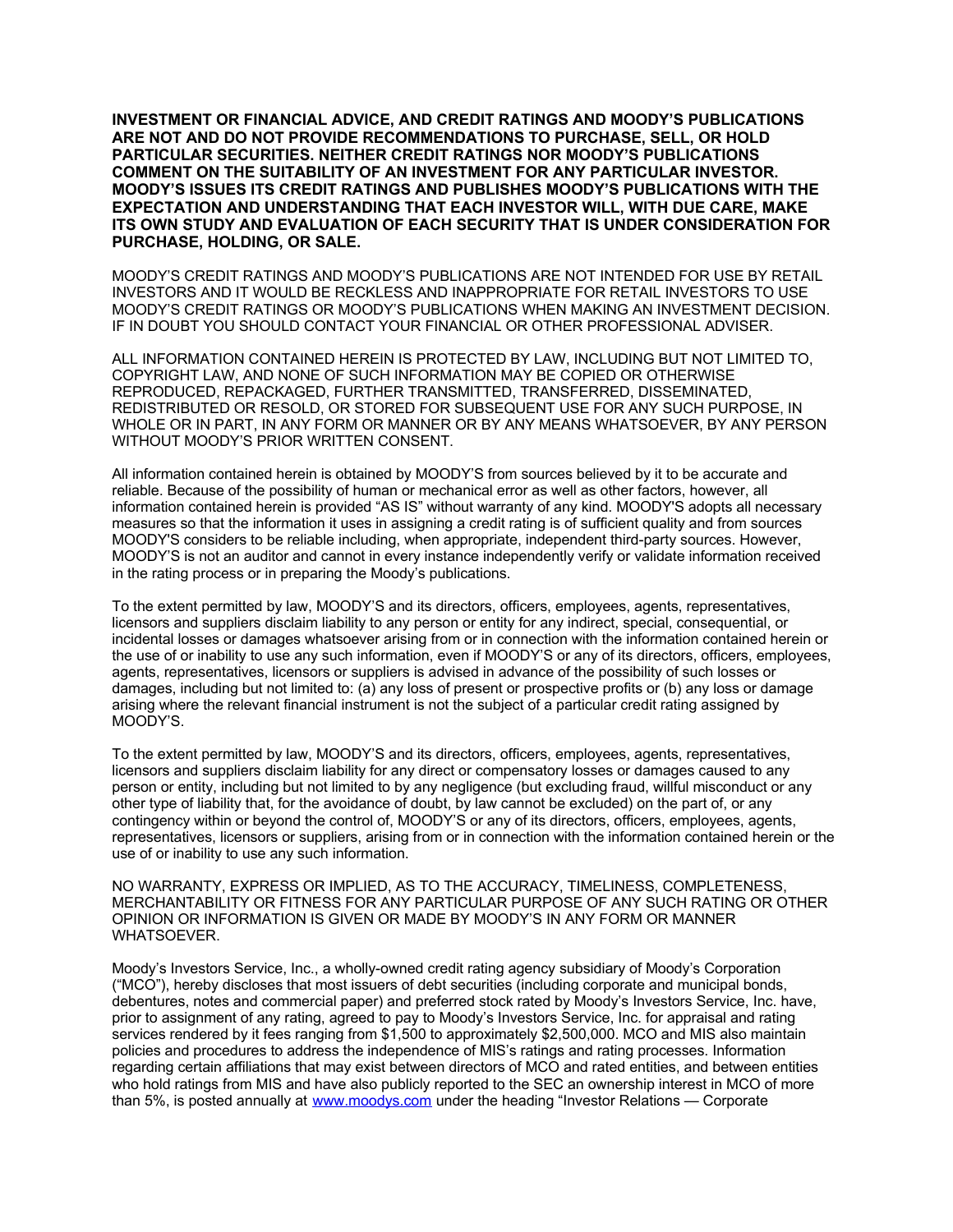**INVESTMENT OR FINANCIAL ADVICE, AND CREDIT RATINGS AND MOODY'S PUBLICATIONS ARE NOT AND DO NOT PROVIDE RECOMMENDATIONS TO PURCHASE, SELL, OR HOLD PARTICULAR SECURITIES. NEITHER CREDIT RATINGS NOR MOODY'S PUBLICATIONS COMMENT ON THE SUITABILITY OF AN INVESTMENT FOR ANY PARTICULAR INVESTOR. MOODY'S ISSUES ITS CREDIT RATINGS AND PUBLISHES MOODY'S PUBLICATIONS WITH THE EXPECTATION AND UNDERSTANDING THAT EACH INVESTOR WILL, WITH DUE CARE, MAKE ITS OWN STUDY AND EVALUATION OF EACH SECURITY THAT IS UNDER CONSIDERATION FOR PURCHASE, HOLDING, OR SALE.**

MOODY'S CREDIT RATINGS AND MOODY'S PUBLICATIONS ARE NOT INTENDED FOR USE BY RETAIL INVESTORS AND IT WOULD BE RECKLESS AND INAPPROPRIATE FOR RETAIL INVESTORS TO USE MOODY'S CREDIT RATINGS OR MOODY'S PUBLICATIONS WHEN MAKING AN INVESTMENT DECISION. IF IN DOUBT YOU SHOULD CONTACT YOUR FINANCIAL OR OTHER PROFESSIONAL ADVISER.

ALL INFORMATION CONTAINED HEREIN IS PROTECTED BY LAW, INCLUDING BUT NOT LIMITED TO, COPYRIGHT LAW, AND NONE OF SUCH INFORMATION MAY BE COPIED OR OTHERWISE REPRODUCED, REPACKAGED, FURTHER TRANSMITTED, TRANSFERRED, DISSEMINATED, REDISTRIBUTED OR RESOLD, OR STORED FOR SUBSEQUENT USE FOR ANY SUCH PURPOSE, IN WHOLE OR IN PART, IN ANY FORM OR MANNER OR BY ANY MEANS WHATSOEVER, BY ANY PERSON WITHOUT MOODY'S PRIOR WRITTEN CONSENT.

All information contained herein is obtained by MOODY'S from sources believed by it to be accurate and reliable. Because of the possibility of human or mechanical error as well as other factors, however, all information contained herein is provided "AS IS" without warranty of any kind. MOODY'S adopts all necessary measures so that the information it uses in assigning a credit rating is of sufficient quality and from sources MOODY'S considers to be reliable including, when appropriate, independent third-party sources. However, MOODY'S is not an auditor and cannot in every instance independently verify or validate information received in the rating process or in preparing the Moody's publications.

To the extent permitted by law, MOODY'S and its directors, officers, employees, agents, representatives, licensors and suppliers disclaim liability to any person or entity for any indirect, special, consequential, or incidental losses or damages whatsoever arising from or in connection with the information contained herein or the use of or inability to use any such information, even if MOODY'S or any of its directors, officers, employees, agents, representatives, licensors or suppliers is advised in advance of the possibility of such losses or damages, including but not limited to: (a) any loss of present or prospective profits or (b) any loss or damage arising where the relevant financial instrument is not the subject of a particular credit rating assigned by MOODY'S.

To the extent permitted by law, MOODY'S and its directors, officers, employees, agents, representatives, licensors and suppliers disclaim liability for any direct or compensatory losses or damages caused to any person or entity, including but not limited to by any negligence (but excluding fraud, willful misconduct or any other type of liability that, for the avoidance of doubt, by law cannot be excluded) on the part of, or any contingency within or beyond the control of, MOODY'S or any of its directors, officers, employees, agents, representatives, licensors or suppliers, arising from or in connection with the information contained herein or the use of or inability to use any such information.

NO WARRANTY, EXPRESS OR IMPLIED, AS TO THE ACCURACY, TIMELINESS, COMPLETENESS, MERCHANTABILITY OR FITNESS FOR ANY PARTICULAR PURPOSE OF ANY SUCH RATING OR OTHER OPINION OR INFORMATION IS GIVEN OR MADE BY MOODY'S IN ANY FORM OR MANNER WHATSOEVER.

Moody's Investors Service, Inc., a wholly-owned credit rating agency subsidiary of Moody's Corporation ("MCO"), hereby discloses that most issuers of debt securities (including corporate and municipal bonds, debentures, notes and commercial paper) and preferred stock rated by Moody's Investors Service, Inc. have, prior to assignment of any rating, agreed to pay to Moody's Investors Service, Inc. for appraisal and rating services rendered by it fees ranging from $1,500 to approximately $2,500,000. MCO and MIS also maintain policies and procedures to address the independence of MIS's ratings and rating processes. Information regarding certain affiliations that may exist between directors of MCO and rated entities, and between entities who hold ratings from MIS and have also publicly reported to the SEC an ownership interest in MCO of more than 5%, is posted annually at [www.moodys.com](http://www.moodys.com) under the heading "Investor Relations — Corporate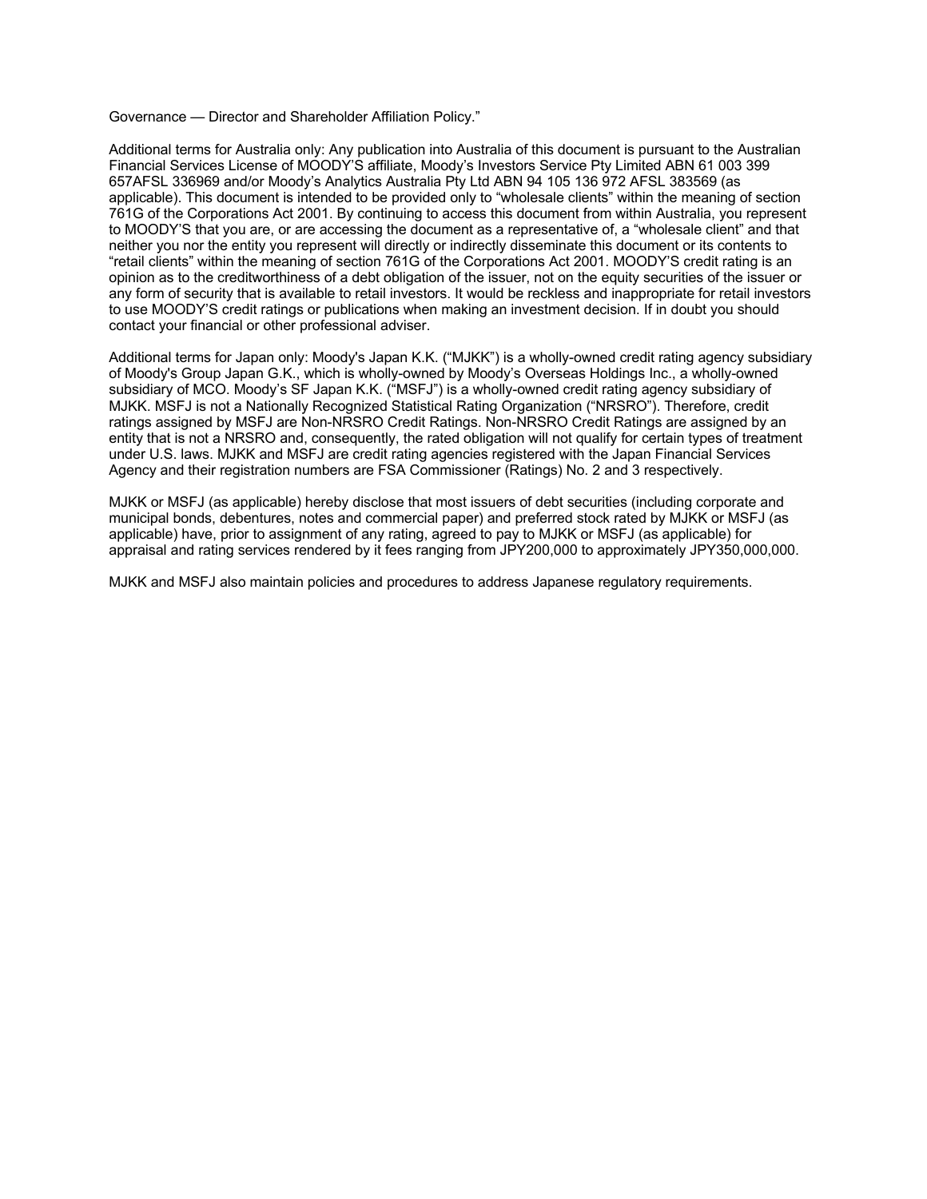Governance — Director and Shareholder Affiliation Policy."

Additional terms for Australia only: Any publication into Australia of this document is pursuant to the Australian Financial Services License of MOODY'S affiliate, Moody's Investors Service Pty Limited ABN 61 003 399 657AFSL 336969 and/or Moody's Analytics Australia Pty Ltd ABN 94 105 136 972 AFSL 383569 (as applicable). This document is intended to be provided only to "wholesale clients" within the meaning of section 761G of the Corporations Act 2001. By continuing to access this document from within Australia, you represent to MOODY'S that you are, or are accessing the document as a representative of, a "wholesale client" and that neither you nor the entity you represent will directly or indirectly disseminate this document or its contents to "retail clients" within the meaning of section 761G of the Corporations Act 2001. MOODY'S credit rating is an opinion as to the creditworthiness of a debt obligation of the issuer, not on the equity securities of the issuer or any form of security that is available to retail investors. It would be reckless and inappropriate for retail investors to use MOODY'S credit ratings or publications when making an investment decision. If in doubt you should contact your financial or other professional adviser.

Additional terms for Japan only: Moody's Japan K.K. ("MJKK") is a wholly-owned credit rating agency subsidiary of Moody's Group Japan G.K., which is wholly-owned by Moody's Overseas Holdings Inc., a wholly-owned subsidiary of MCO. Moody's SF Japan K.K. ("MSFJ") is a wholly-owned credit rating agency subsidiary of MJKK. MSFJ is not a Nationally Recognized Statistical Rating Organization ("NRSRO"). Therefore, credit ratings assigned by MSFJ are Non-NRSRO Credit Ratings. Non-NRSRO Credit Ratings are assigned by an entity that is not a NRSRO and, consequently, the rated obligation will not qualify for certain types of treatment under U.S. laws. MJKK and MSFJ are credit rating agencies registered with the Japan Financial Services Agency and their registration numbers are FSA Commissioner (Ratings) No. 2 and 3 respectively.

MJKK or MSFJ (as applicable) hereby disclose that most issuers of debt securities (including corporate and municipal bonds, debentures, notes and commercial paper) and preferred stock rated by MJKK or MSFJ (as applicable) have, prior to assignment of any rating, agreed to pay to MJKK or MSFJ (as applicable) for appraisal and rating services rendered by it fees ranging from JPY200,000 to approximately JPY350,000,000.

MJKK and MSFJ also maintain policies and procedures to address Japanese regulatory requirements.